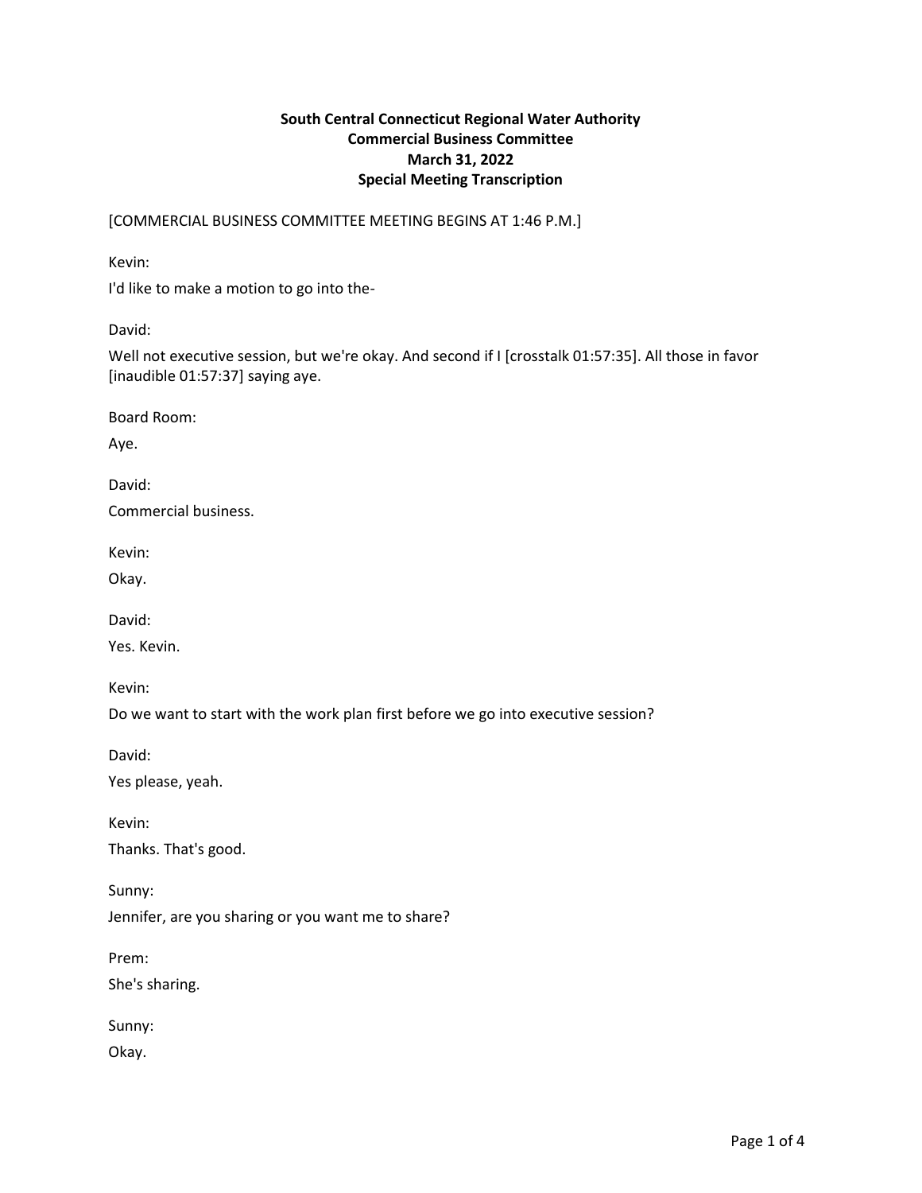**South Central Connecticut Regional Water Authority**
**Commercial Business Committee**
**March 31, 2022**
**Special Meeting Transcription**

[COMMERCIAL BUSINESS COMMITTEE MEETING BEGINS AT 1:46 P.M.]

Kevin:

I'd like to make a motion to go into the-

David:

Well not executive session, but we're okay. And second if I [crosstalk 01:57:35]. All those in favor [inaudible 01:57:37] saying aye.

Board Room:

Aye.

David:

Commercial business.

Kevin:

Okay.

David:

Yes. Kevin.

Kevin:

Do we want to start with the work plan first before we go into executive session?

David:

Yes please, yeah.

Kevin:

Thanks. That's good.

Sunny:

Jennifer, are you sharing or you want me to share?

Prem:

She's sharing.

Sunny:

Okay.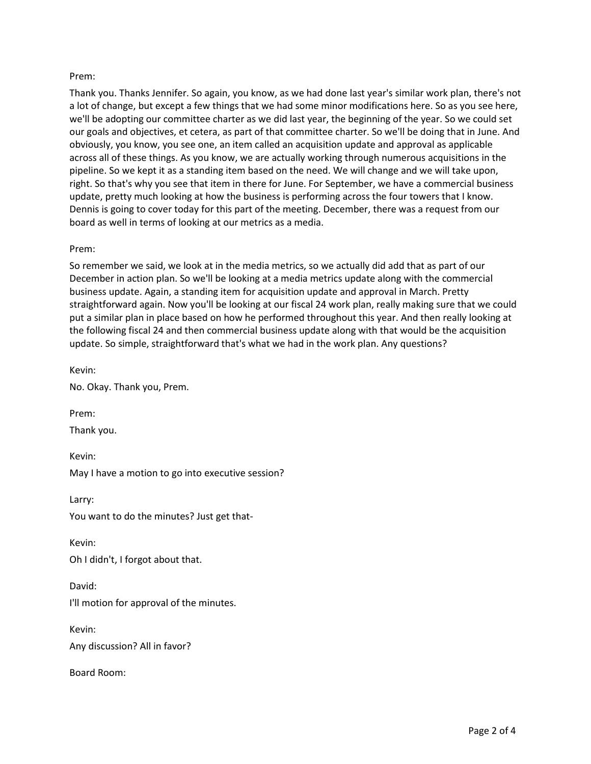Prem:

Thank you. Thanks Jennifer. So again, you know, as we had done last year's similar work plan, there's not a lot of change, but except a few things that we had some minor modifications here. So as you see here, we'll be adopting our committee charter as we did last year, the beginning of the year. So we could set our goals and objectives, et cetera, as part of that committee charter. So we'll be doing that in June. And obviously, you know, you see one, an item called an acquisition update and approval as applicable across all of these things. As you know, we are actually working through numerous acquisitions in the pipeline. So we kept it as a standing item based on the need. We will change and we will take upon, right. So that's why you see that item in there for June. For September, we have a commercial business update, pretty much looking at how the business is performing across the four towers that I know. Dennis is going to cover today for this part of the meeting. December, there was a request from our board as well in terms of looking at our metrics as a media.

Prem:

So remember we said, we look at in the media metrics, so we actually did add that as part of our December in action plan. So we'll be looking at a media metrics update along with the commercial business update. Again, a standing item for acquisition update and approval in March. Pretty straightforward again. Now you'll be looking at our fiscal 24 work plan, really making sure that we could put a similar plan in place based on how he performed throughout this year. And then really looking at the following fiscal 24 and then commercial business update along with that would be the acquisition update. So simple, straightforward that's what we had in the work plan. Any questions?

Kevin:

No. Okay. Thank you, Prem.

Prem:

Thank you.

Kevin:

May I have a motion to go into executive session?

Larry:

You want to do the minutes? Just get that-

Kevin:

Oh I didn't, I forgot about that.

David:

I'll motion for approval of the minutes.

Kevin:

Any discussion? All in favor?

Board Room: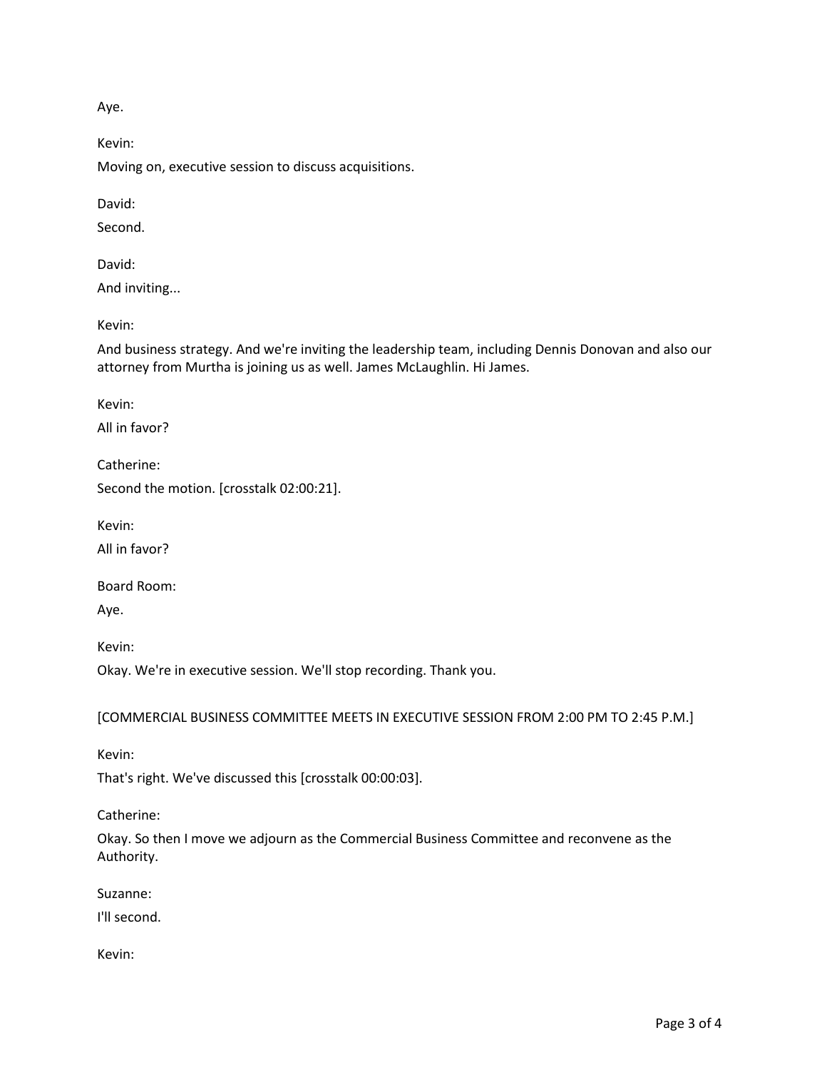Aye.

Kevin:

Moving on, executive session to discuss acquisitions.

David:

Second.

David:

And inviting...

Kevin:

And business strategy. And we're inviting the leadership team, including Dennis Donovan and also our attorney from Murtha is joining us as well. James McLaughlin. Hi James.

Kevin:

All in favor?

Catherine:

Second the motion. [crosstalk 02:00:21].

Kevin:

All in favor?

Board Room:

Aye.

Kevin:

Okay. We're in executive session. We'll stop recording. Thank you.

[COMMERCIAL BUSINESS COMMITTEE MEETS IN EXECUTIVE SESSION FROM 2:00 PM TO 2:45 P.M.]

Kevin:

That's right. We've discussed this [crosstalk 00:00:03].

Catherine:

Okay. So then I move we adjourn as the Commercial Business Committee and reconvene as the Authority.

Suzanne:

I'll second.

Kevin: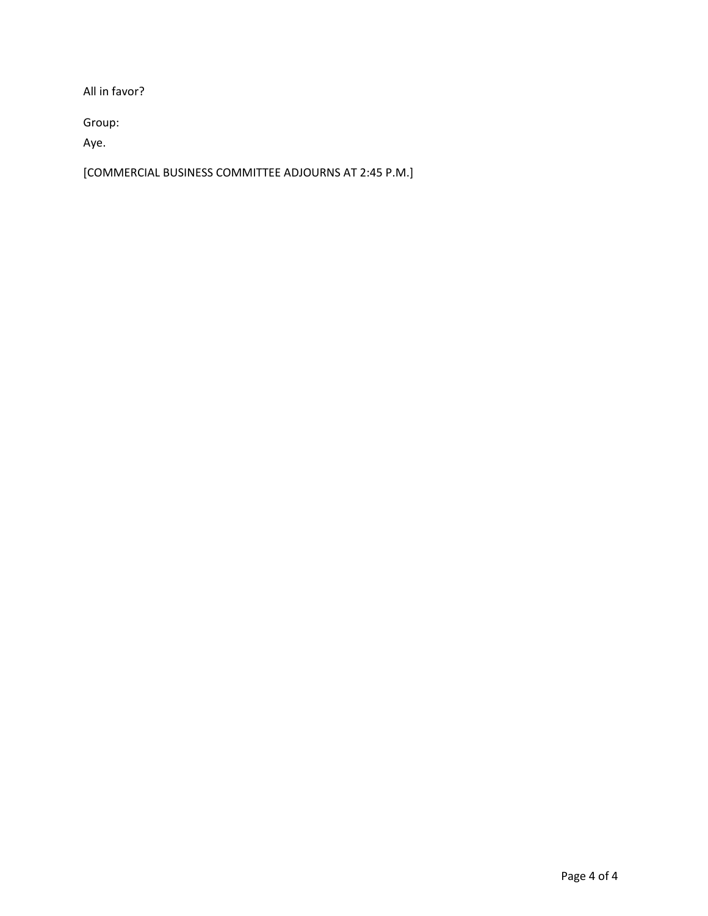All in favor?

Group:

Aye.

[COMMERCIAL BUSINESS COMMITTEE ADJOURNS AT 2:45 P.M.]